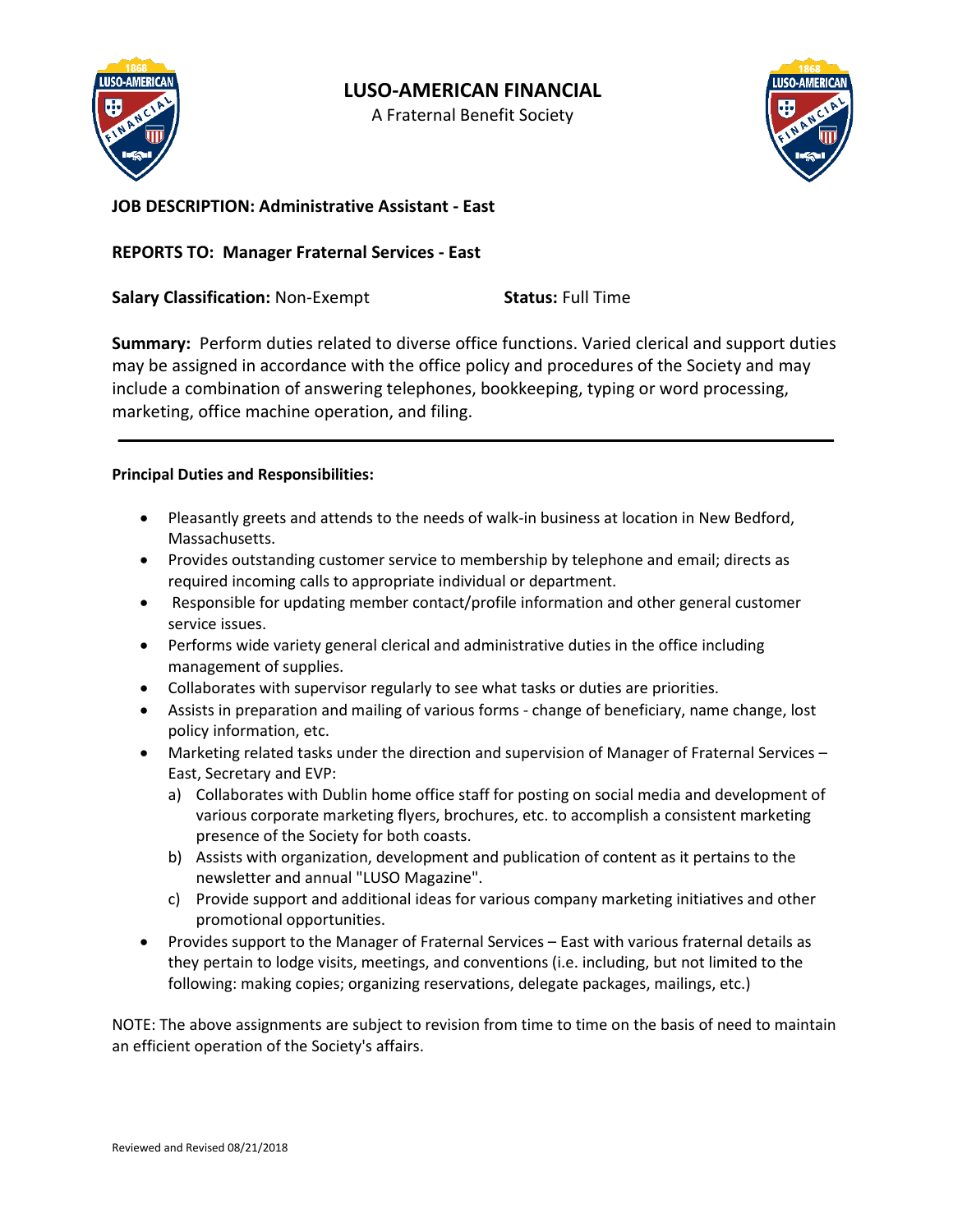# LUSO-AMERICAN FINANCIAL

A Fraternal Benefit Society

**JOB DESCRIPTION: Administrative Assistant - East**

**REPORTS TO: Manager Fraternal Services - East**

**Salary Classification:** Non-Exempt **Status:** Full Time

**Summary:** Perform duties related to diverse office functions. Varied clerical and support duties may be assigned in accordance with the office policy and procedures of the Society and may include a combination of answering telephones, bookkeeping, typing or word processing, marketing, office machine operation, and filing.

---

**Principal Duties and Responsibilities:**

- Pleasantly greets and attends to the needs of walk-in business at location in New Bedford, Massachusetts.
- Provides outstanding customer service to membership by telephone and email; directs as required incoming calls to appropriate individual or department.
- Responsible for updating member contact/profile information and other general customer service issues.
- Performs wide variety general clerical and administrative duties in the office including management of supplies.
- Collaborates with supervisor regularly to see what tasks or duties are priorities.
- Assists in preparation and mailing of various forms - change of beneficiary, name change, lost policy information, etc.
- Marketing related tasks under the direction and supervision of Manager of Fraternal Services – East, Secretary and EVP:
  a) Collaborates with Dublin home office staff for posting on social media and development of various corporate marketing flyers, brochures, etc. to accomplish a consistent marketing presence of the Society for both coasts.
  b) Assists with organization, development and publication of content as it pertains to the newsletter and annual "LUSO Magazine".
  c) Provide support and additional ideas for various company marketing initiatives and other promotional opportunities.
- Provides support to the Manager of Fraternal Services – East with various fraternal details as they pertain to lodge visits, meetings, and conventions (i.e. including, but not limited to the following: making copies; organizing reservations, delegate packages, mailings, etc.)

NOTE: The above assignments are subject to revision from time to time on the basis of need to maintain an efficient operation of the Society's affairs.

Reviewed and Revised 08/21/2018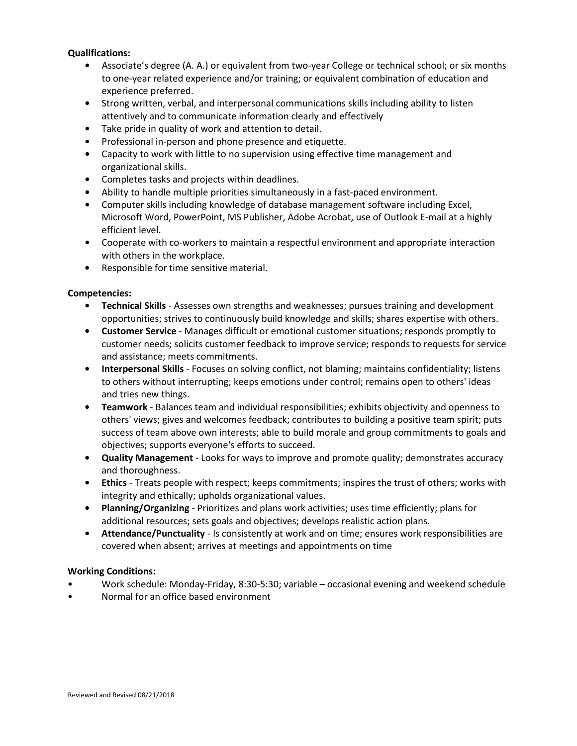**Qualifications:**

- Associate's degree (A. A.) or equivalent from two-year College or technical school; or six months to one-year related experience and/or training; or equivalent combination of education and experience preferred.
- Strong written, verbal, and interpersonal communications skills including ability to listen attentively and to communicate information clearly and effectively
- Take pride in quality of work and attention to detail.
- Professional in-person and phone presence and etiquette.
- Capacity to work with little to no supervision using effective time management and organizational skills.
- Completes tasks and projects within deadlines.
- Ability to handle multiple priorities simultaneously in a fast-paced environment.
- Computer skills including knowledge of database management software including Excel, Microsoft Word, PowerPoint, MS Publisher, Adobe Acrobat, use of Outlook E-mail at a highly efficient level.
- Cooperate with co-workers to maintain a respectful environment and appropriate interaction with others in the workplace.
- Responsible for time sensitive material.

**Competencies:**

- **Technical Skills** - Assesses own strengths and weaknesses; pursues training and development opportunities; strives to continuously build knowledge and skills; shares expertise with others.
- **Customer Service** - Manages difficult or emotional customer situations; responds promptly to customer needs; solicits customer feedback to improve service; responds to requests for service and assistance; meets commitments.
- **Interpersonal Skills** - Focuses on solving conflict, not blaming; maintains confidentiality; listens to others without interrupting; keeps emotions under control; remains open to others' ideas and tries new things.
- **Teamwork** - Balances team and individual responsibilities; exhibits objectivity and openness to others' views; gives and welcomes feedback; contributes to building a positive team spirit; puts success of team above own interests; able to build morale and group commitments to goals and objectives; supports everyone's efforts to succeed.
- **Quality Management** - Looks for ways to improve and promote quality; demonstrates accuracy and thoroughness.
- **Ethics** - Treats people with respect; keeps commitments; inspires the trust of others; works with integrity and ethically; upholds organizational values.
- **Planning/Organizing** - Prioritizes and plans work activities; uses time efficiently; plans for additional resources; sets goals and objectives; develops realistic action plans.
- **Attendance/Punctuality** - Is consistently at work and on time; ensures work responsibilities are covered when absent; arrives at meetings and appointments on time

**Working Conditions:**

- Work schedule: Monday-Friday, 8:30-5:30; variable – occasional evening and weekend schedule
- Normal for an office based environment

Reviewed and Revised 08/21/2018